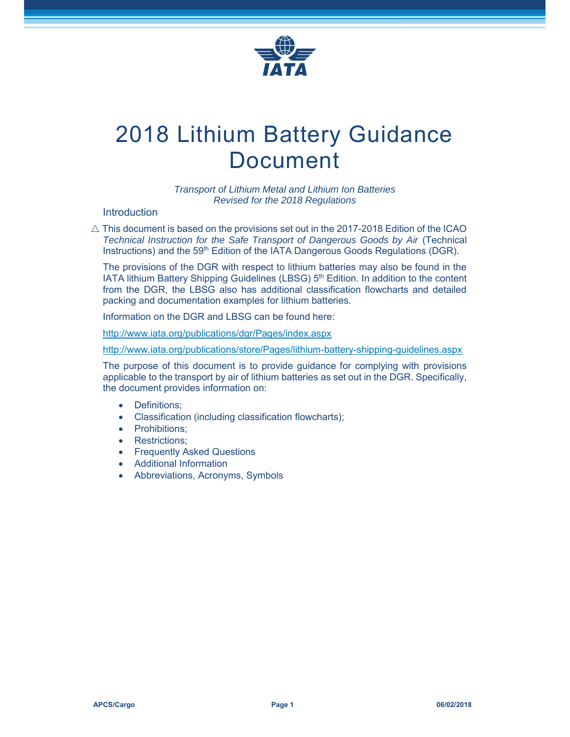# 2018 Lithium Battery Guidance Document

*Transport of Lithium Metal and Lithium Ion Batteries*
*Revised for the 2018 Regulations*

## Introduction

△ This document is based on the provisions set out in the 2017-2018 Edition of the ICAO *Technical Instruction for the Safe Transport of Dangerous Goods by Air* (Technical Instructions) and the 59th Edition of the IATA Dangerous Goods Regulations (DGR).

The provisions of the DGR with respect to lithium batteries may also be found in the IATA lithium Battery Shipping Guidelines (LBSG) 5th Edition. In addition to the content from the DGR, the LBSG also has additional classification flowcharts and detailed packing and documentation examples for lithium batteries.

Information on the DGR and LBSG can be found here:

http://www.iata.org/publications/dgr/Pages/index.aspx

http://www.iata.org/publications/store/Pages/lithium-battery-shipping-guidelines.aspx

The purpose of this document is to provide guidance for complying with provisions applicable to the transport by air of lithium batteries as set out in the DGR. Specifically, the document provides information on:

- Definitions;
- Classification (including classification flowcharts);
- Prohibitions;
- Restrictions;
- Frequently Asked Questions
- Additional Information
- Abbreviations, Acronyms, Symbols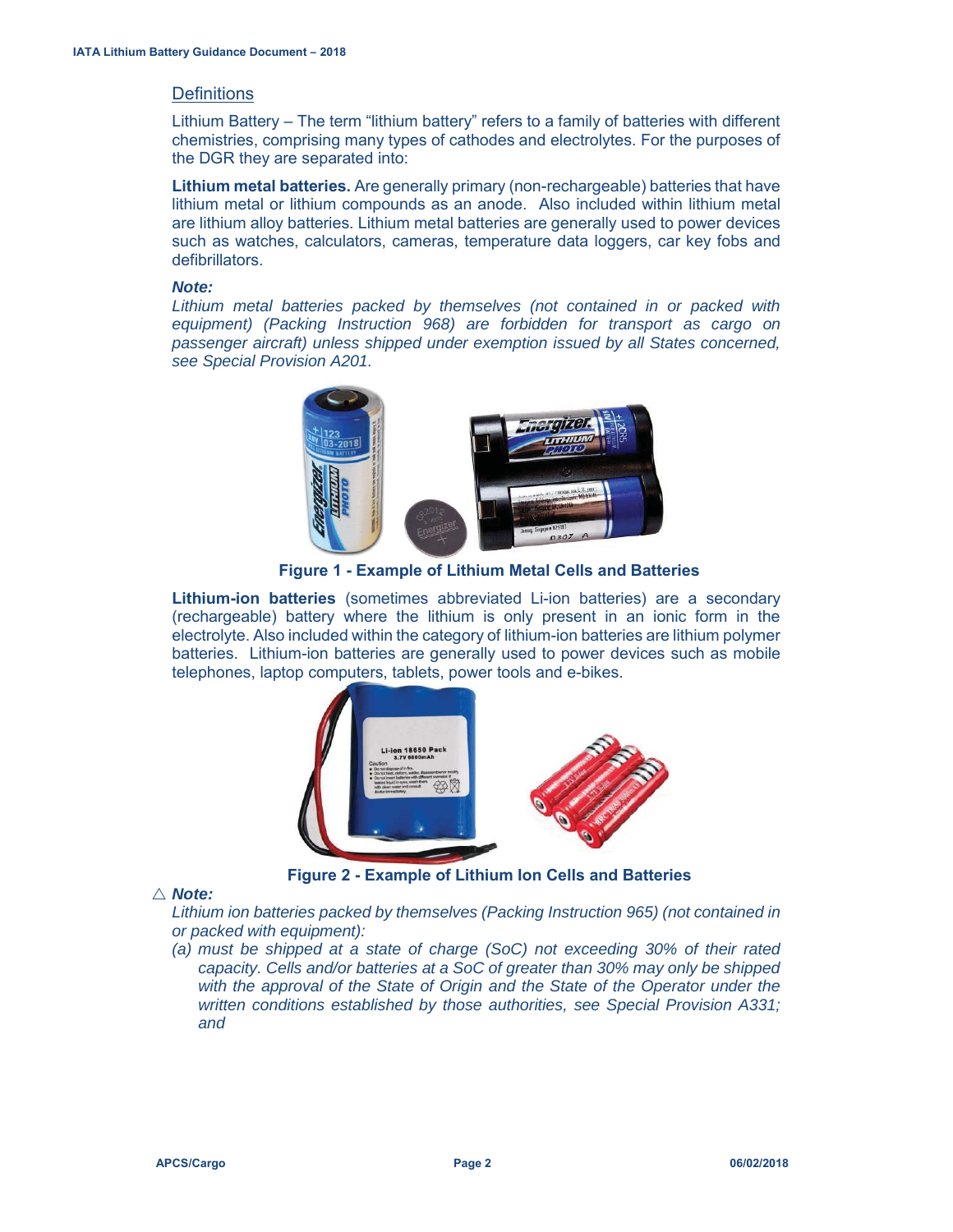## Definitions

Lithium Battery – The term "lithium battery" refers to a family of batteries with different chemistries, comprising many types of cathodes and electrolytes. For the purposes of the DGR they are separated into:

**Lithium metal batteries.** Are generally primary (non-rechargeable) batteries that have lithium metal or lithium compounds as an anode. Also included within lithium metal are lithium alloy batteries. Lithium metal batteries are generally used to power devices such as watches, calculators, cameras, temperature data loggers, car key fobs and defibrillators.

***Note:***
*Lithium metal batteries packed by themselves (not contained in or packed with equipment) (Packing Instruction 968) are forbidden for transport as cargo on passenger aircraft) unless shipped under exemption issued by all States concerned, see Special Provision A201.*

**Figure 1 - Example of Lithium Metal Cells and Batteries**

**Lithium-ion batteries** (sometimes abbreviated Li-ion batteries) are a secondary (rechargeable) battery where the lithium is only present in an ionic form in the electrolyte. Also included within the category of lithium-ion batteries are lithium polymer batteries. Lithium-ion batteries are generally used to power devices such as mobile telephones, laptop computers, tablets, power tools and e-bikes.

**Figure 2 - Example of Lithium Ion Cells and Batteries**

△ ***Note:***
*Lithium ion batteries packed by themselves (Packing Instruction 965) (not contained in or packed with equipment):*

*(a) must be shipped at a state of charge (SoC) not exceeding 30% of their rated capacity. Cells and/or batteries at a SoC of greater than 30% may only be shipped with the approval of the State of Origin and the State of the Operator under the written conditions established by those authorities, see Special Provision A331; and*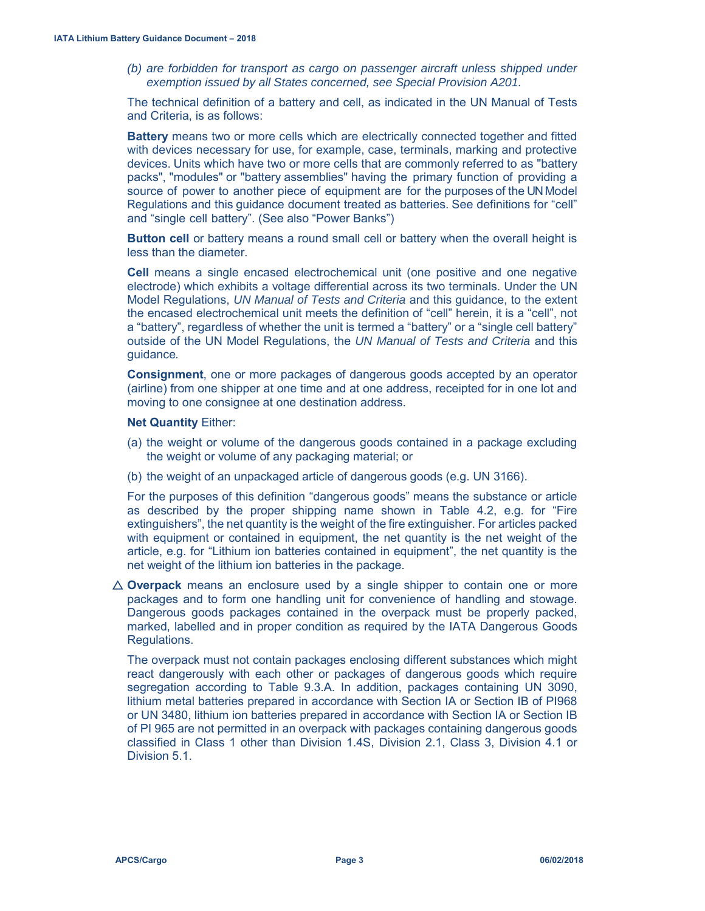(b) *are forbidden for transport as cargo on passenger aircraft unless shipped under exemption issued by all States concerned, see Special Provision A201.*

The technical definition of a battery and cell, as indicated in the UN Manual of Tests and Criteria, is as follows:

**Battery** means two or more cells which are electrically connected together and fitted with devices necessary for use, for example, case, terminals, marking and protective devices. Units which have two or more cells that are commonly referred to as "battery packs", "modules" or "battery assemblies" having the primary function of providing a source of power to another piece of equipment are for the purposes of the UN Model Regulations and this guidance document treated as batteries. See definitions for "cell" and "single cell battery". (See also "Power Banks")

**Button cell** or battery means a round small cell or battery when the overall height is less than the diameter.

**Cell** means a single encased electrochemical unit (one positive and one negative electrode) which exhibits a voltage differential across its two terminals. Under the UN Model Regulations, *UN Manual of Tests and Criteria* and this guidance, to the extent the encased electrochemical unit meets the definition of "cell" herein, it is a "cell", not a "battery", regardless of whether the unit is termed a "battery" or a "single cell battery" outside of the UN Model Regulations, the *UN Manual of Tests and Criteria* and this guidance.

**Consignment**, one or more packages of dangerous goods accepted by an operator (airline) from one shipper at one time and at one address, receipted for in one lot and moving to one consignee at one destination address.

**Net Quantity** Either:

(a) the weight or volume of the dangerous goods contained in a package excluding the weight or volume of any packaging material; or

(b) the weight of an unpackaged article of dangerous goods (e.g. UN 3166).

For the purposes of this definition "dangerous goods" means the substance or article as described by the proper shipping name shown in Table 4.2, e.g. for "Fire extinguishers", the net quantity is the weight of the fire extinguisher. For articles packed with equipment or contained in equipment, the net quantity is the net weight of the article, e.g. for "Lithium ion batteries contained in equipment", the net quantity is the net weight of the lithium ion batteries in the package.

△ **Overpack** means an enclosure used by a single shipper to contain one or more packages and to form one handling unit for convenience of handling and stowage. Dangerous goods packages contained in the overpack must be properly packed, marked, labelled and in proper condition as required by the IATA Dangerous Goods Regulations.

The overpack must not contain packages enclosing different substances which might react dangerously with each other or packages of dangerous goods which require segregation according to Table 9.3.A. In addition, packages containing UN 3090, lithium metal batteries prepared in accordance with Section IA or Section IB of PI968 or UN 3480, lithium ion batteries prepared in accordance with Section IA or Section IB of PI 965 are not permitted in an overpack with packages containing dangerous goods classified in Class 1 other than Division 1.4S, Division 2.1, Class 3, Division 4.1 or Division 5.1.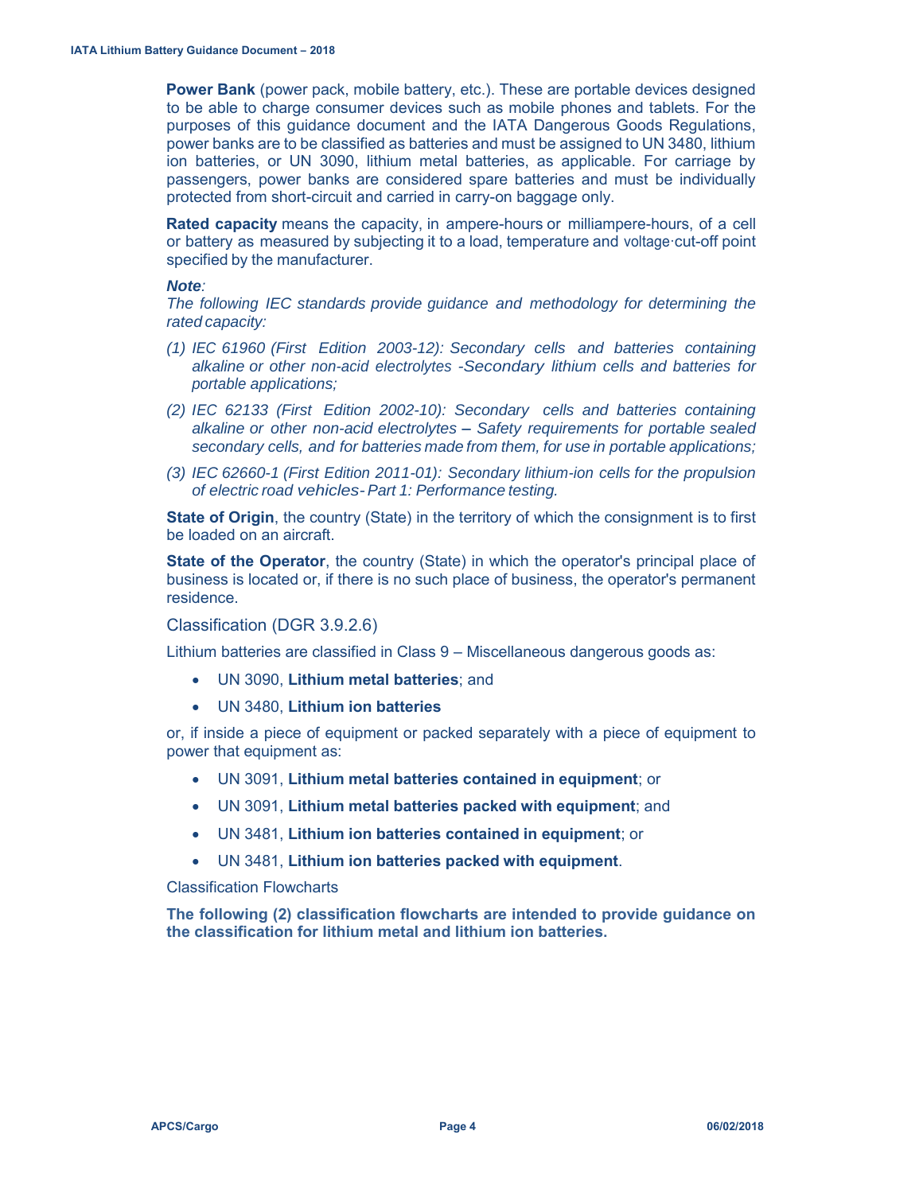**Power Bank** (power pack, mobile battery, etc.). These are portable devices designed to be able to charge consumer devices such as mobile phones and tablets. For the purposes of this guidance document and the IATA Dangerous Goods Regulations, power banks are to be classified as batteries and must be assigned to UN 3480, lithium ion batteries, or UN 3090, lithium metal batteries, as applicable. For carriage by passengers, power banks are considered spare batteries and must be individually protected from short-circuit and carried in carry-on baggage only.

**Rated capacity** means the capacity, in ampere-hours or milliampere-hours, of a cell or battery as measured by subjecting it to a load, temperature and voltage·cut-off point specified by the manufacturer.

***Note:***
*The following IEC standards provide guidance and methodology for determining the rated capacity:*

*(1) IEC 61960 (First Edition 2003-12): Secondary cells and batteries containing alkaline or other non-acid electrolytes -Secondary lithium cells and batteries for portable applications;*

*(2) IEC 62133 (First Edition 2002-10): Secondary cells and batteries containing alkaline or other non-acid electrolytes – Safety requirements for portable sealed secondary cells, and for batteries made from them, for use in portable applications;*

*(3) IEC 62660-1 (First Edition 2011-01): Secondary lithium-ion cells for the propulsion of electric road vehicles- Part 1: Performance testing.*

**State of Origin**, the country (State) in the territory of which the consignment is to first be loaded on an aircraft.

**State of the Operator**, the country (State) in which the operator's principal place of business is located or, if there is no such place of business, the operator's permanent residence.

## Classification (DGR 3.9.2.6)

Lithium batteries are classified in Class 9 – Miscellaneous dangerous goods as:

- UN 3090, **Lithium metal batteries**; and
- UN 3480, **Lithium ion batteries**

or, if inside a piece of equipment or packed separately with a piece of equipment to power that equipment as:

- UN 3091, **Lithium metal batteries contained in equipment**; or
- UN 3091, **Lithium metal batteries packed with equipment**; and
- UN 3481, **Lithium ion batteries contained in equipment**; or
- UN 3481, **Lithium ion batteries packed with equipment**.

### Classification Flowcharts

**The following (2) classification flowcharts are intended to provide guidance on the classification for lithium metal and lithium ion batteries.**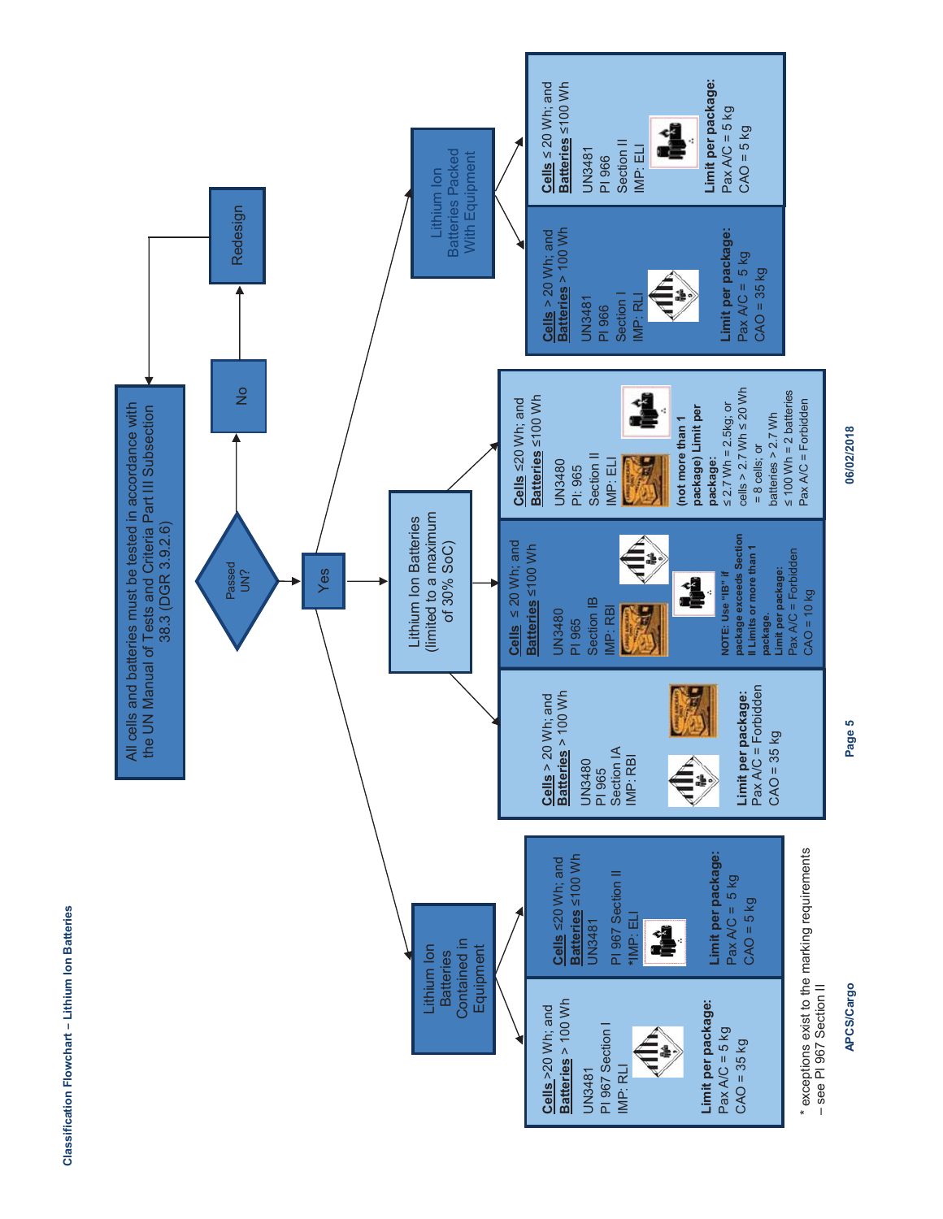# Classification Flowchart – Lithium Ion Batteries

All cells and batteries must be tested in accordance with the UN Manual of Tests and Criteria Part III Subsection 38.3 (DGR 3.9.2.6)

**Passed UN?**

- **No** → Redesign
- **Yes** →

## Lithium Ion Batteries Contained in Equipment

**Cells >20 Wh; and Batteries > 100 Wh**
- UN3481
- PI 967 Section I
- IMP: RLI
- **Limit per package:**
  - Pax A/C = 5 kg
  - CAO = 35 kg

**Cells ≤20 Wh; and Batteries ≤100 Wh**
- UN3481
- PI 967 Section II
- *IMP: ELI
- **Limit per package:**
  - Pax A/C = 5 kg
  - CAO = 5 kg

\* exceptions exist to the marking requirements – see PI 967 Section II

## Lithium Ion Batteries (limited to a maximum of 30% SoC)

**Cells > 20 Wh; and Batteries > 100 Wh**
- UN3480
- PI 965
- Section IA
- IMP: RBI
- **Limit per package:**
  - Pax A/C = Forbidden
  - CAO = 35 kg

**Cells ≤ 20 Wh; and Batteries ≤100 Wh**
- UN3480
- PI 965
- Section IB
- IMP: RBI
- **NOTE: Use "IB" if package exceeds Section II Limits or more than 1 package.**
- **Limit per package:**
  - Pax A/C = Forbidden
  - CAO = 10 kg

**Cells ≤20 Wh; and Batteries ≤100 Wh**
- UN3480
- PI: 965
- Section II
- IMP: ELI
- **(not more than 1 package) Limit per package:**
  - ≤ 2.7 Wh = 2.5kg; or
  - cells > 2.7 Wh ≤ 20 Wh = 8 cells; or
  - batteries > 2.7 Wh ≤ 100 Wh = 2 batteries
  - Pax A/C = Forbidden

## Lithium Ion Batteries Packed With Equipment

**Cells > 20 Wh; and Batteries > 100 Wh**
- UN3481
- PI 966
- Section I
- IMP: RLI
- **Limit per package:**
  - Pax A/C = 5 kg
  - CAO = 35 kg

**Cells ≤ 20 Wh; and Batteries ≤100 Wh**
- UN3481
- PI 966
- Section II
- IMP: ELI
- **Limit per package:**
  - Pax A/C = 5 kg
  - CAO = 5 kg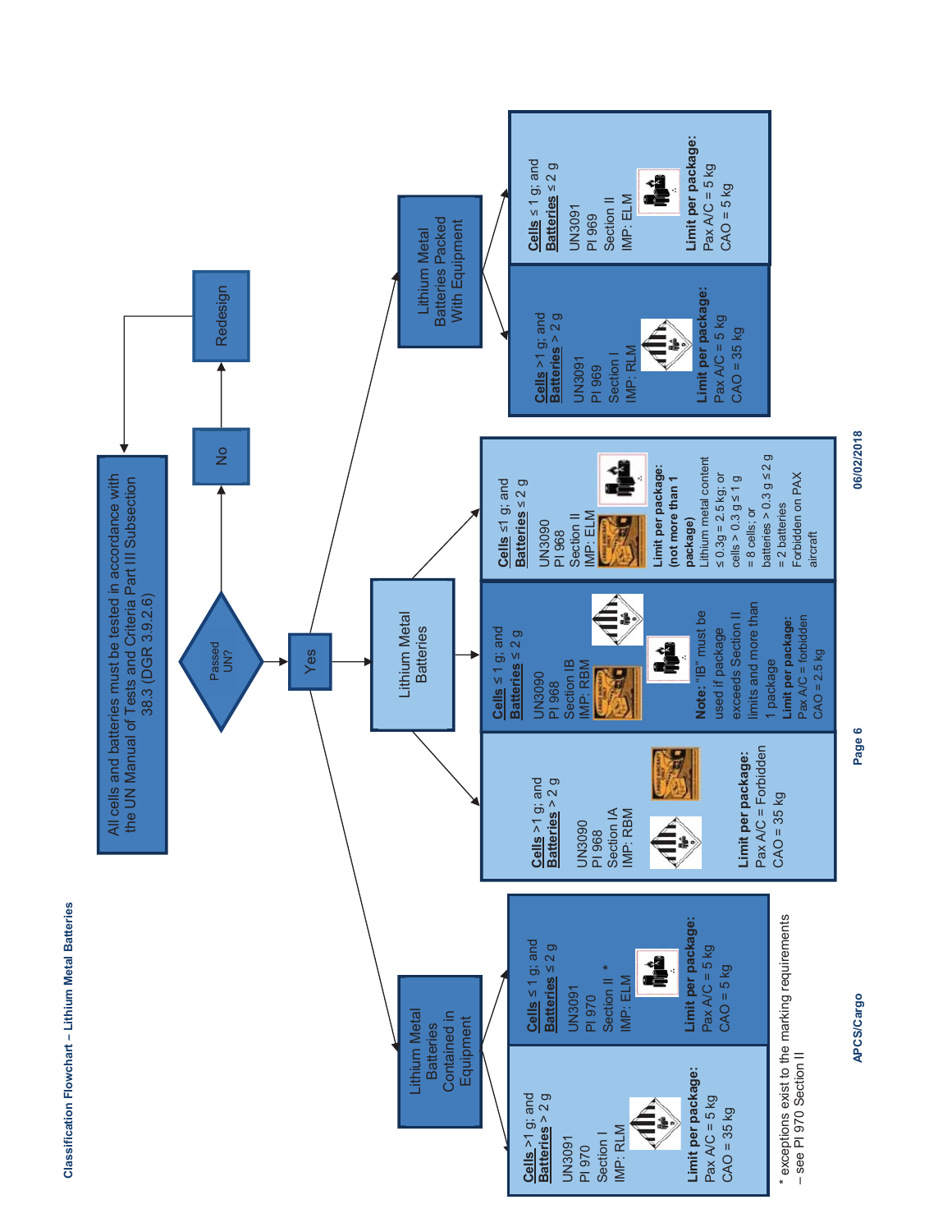# Classification Flowchart – Lithium Metal Batteries

All cells and batteries must be tested in accordance with the UN Manual of Tests and Criteria Part III Subsection 38.3 (DGR 3.9.2.6)

Passed UN?

- **No** → Redesign
- **Yes** →

## Lithium Metal Batteries Contained in Equipment

**Cells** >1 g; and **Batteries** > 2 g
UN3091
PI 970
Section I
IMP: RLM

**Limit per package:**
Pax A/C = 5 kg
CAO = 35 kg

**Cells** ≤ 1 g; and **Batteries** ≤ 2 g
UN3091
PI 970
Section II *
IMP: ELM

**Limit per package:**
Pax A/C = 5 kg
CAO = 5 kg

\* exceptions exist to the marking requirements – see PI 970 Section II

## Lithium Metal Batteries

**Cells** >1 g; and **Batteries** > 2 g
UN3090
PI 968
Section IA
IMP: RBM

**Limit per package:**
Pax A/C = Forbidden
CAO = 35 kg

**Cells** ≤ 1 g; and **Batteries** ≤ 2 g
UN3090
PI 968
Section IB
IMP: RBM

**Note:** "IB" must be used if package exceeds Section II limits and more than 1 package

**Limit per package:**
Pax A/C = forbidden
CAO = 2.5 kg

**Cells** ≤1 g; and **Batteries** ≤ 2 g
UN3090
PI 968
Section II
IMP: ELM

**Limit per package: (not more than 1 package)**
Lithium metal content ≤ 0.3g = 2.5 kg; or
cells > 0.3 g ≤ 1 g = 8 cells; or
batteries > 0.3 g ≤ 2 g = 2 batteries
Forbidden on PAX aircraft

## Lithium Metal Batteries Packed With Equipment

**Cells** >1 g; and **Batteries** > 2 g
UN3091
PI 969
Section I
IMP: RLM

**Limit per package:**
Pax A/C = 5 kg
CAO = 35 kg

**Cells** ≤ 1 g; and **Batteries** ≤ 2 g
UN3091
PI 969
Section II
IMP: ELM

**Limit per package:**
Pax A/C = 5 kg
CAO = 5 kg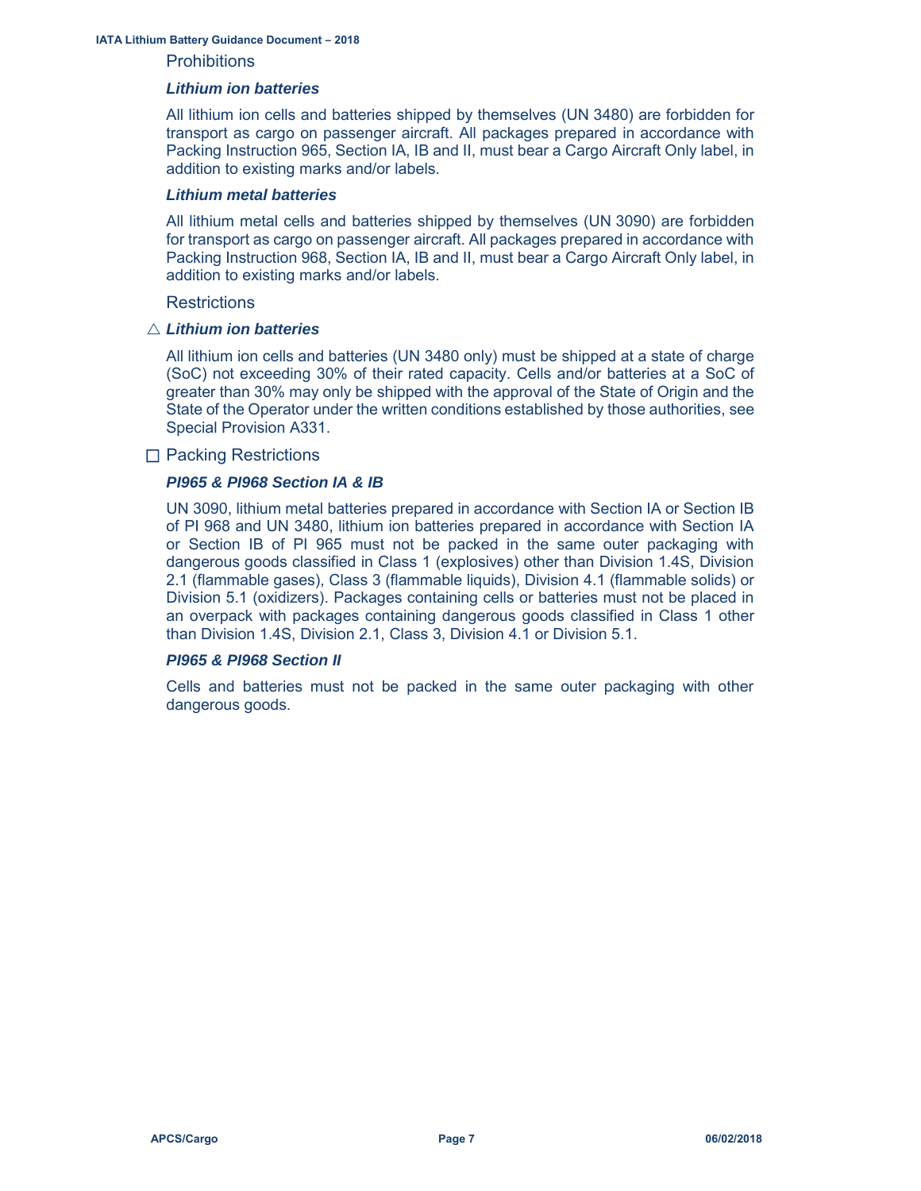## Prohibitions

### *Lithium ion batteries*

All lithium ion cells and batteries shipped by themselves (UN 3480) are forbidden for transport as cargo on passenger aircraft. All packages prepared in accordance with Packing Instruction 965, Section IA, IB and II, must bear a Cargo Aircraft Only label, in addition to existing marks and/or labels.

### *Lithium metal batteries*

All lithium metal cells and batteries shipped by themselves (UN 3090) are forbidden for transport as cargo on passenger aircraft. All packages prepared in accordance with Packing Instruction 968, Section IA, IB and II, must bear a Cargo Aircraft Only label, in addition to existing marks and/or labels.

## Restrictions

### △ *Lithium ion batteries*

All lithium ion cells and batteries (UN 3480 only) must be shipped at a state of charge (SoC) not exceeding 30% of their rated capacity. Cells and/or batteries at a SoC of greater than 30% may only be shipped with the approval of the State of Origin and the State of the Operator under the written conditions established by those authorities, see Special Provision A331.

## ☐ Packing Restrictions

### *PI965 & PI968 Section IA & IB*

UN 3090, lithium metal batteries prepared in accordance with Section IA or Section IB of PI 968 and UN 3480, lithium ion batteries prepared in accordance with Section IA or Section IB of PI 965 must not be packed in the same outer packaging with dangerous goods classified in Class 1 (explosives) other than Division 1.4S, Division 2.1 (flammable gases), Class 3 (flammable liquids), Division 4.1 (flammable solids) or Division 5.1 (oxidizers). Packages containing cells or batteries must not be placed in an overpack with packages containing dangerous goods classified in Class 1 other than Division 1.4S, Division 2.1, Class 3, Division 4.1 or Division 5.1.

### *PI965 & PI968 Section II*

Cells and batteries must not be packed in the same outer packaging with other dangerous goods.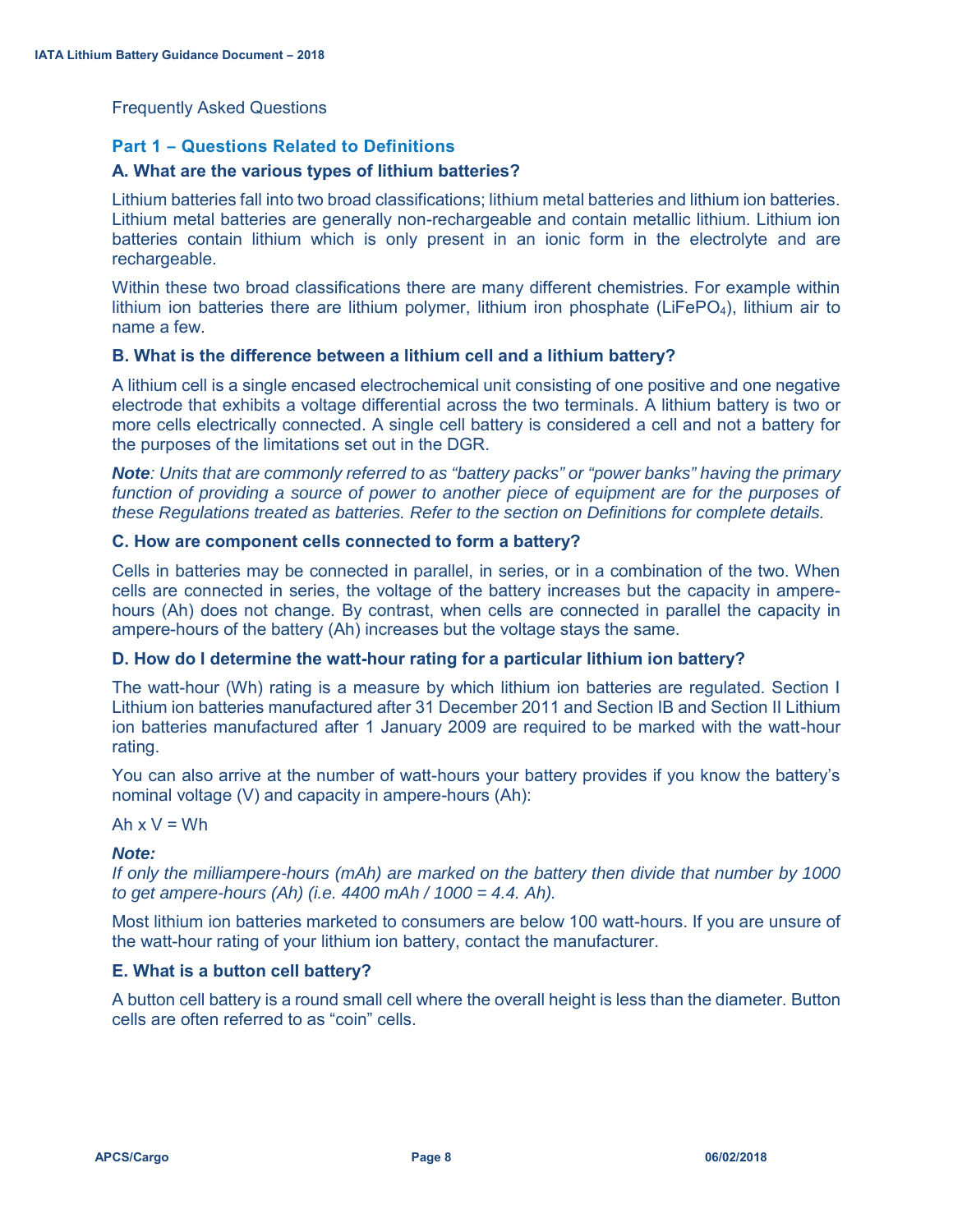Frequently Asked Questions

## Part 1 – Questions Related to Definitions

### A. What are the various types of lithium batteries?

Lithium batteries fall into two broad classifications; lithium metal batteries and lithium ion batteries. Lithium metal batteries are generally non-rechargeable and contain metallic lithium. Lithium ion batteries contain lithium which is only present in an ionic form in the electrolyte and are rechargeable.

Within these two broad classifications there are many different chemistries. For example within lithium ion batteries there are lithium polymer, lithium iron phosphate ($LiFePO_4$), lithium air to name a few.

### B. What is the difference between a lithium cell and a lithium battery?

A lithium cell is a single encased electrochemical unit consisting of one positive and one negative electrode that exhibits a voltage differential across the two terminals. A lithium battery is two or more cells electrically connected. A single cell battery is considered a cell and not a battery for the purposes of the limitations set out in the DGR.

***Note**: Units that are commonly referred to as "battery packs" or "power banks" having the primary function of providing a source of power to another piece of equipment are for the purposes of these Regulations treated as batteries. Refer to the section on Definitions for complete details.*

### C. How are component cells connected to form a battery?

Cells in batteries may be connected in parallel, in series, or in a combination of the two. When cells are connected in series, the voltage of the battery increases but the capacity in ampere-hours (Ah) does not change. By contrast, when cells are connected in parallel the capacity in ampere-hours of the battery (Ah) increases but the voltage stays the same.

### D. How do I determine the watt-hour rating for a particular lithium ion battery?

The watt-hour (Wh) rating is a measure by which lithium ion batteries are regulated. Section I Lithium ion batteries manufactured after 31 December 2011 and Section IB and Section II Lithium ion batteries manufactured after 1 January 2009 are required to be marked with the watt-hour rating.

You can also arrive at the number of watt-hours your battery provides if you know the battery's nominal voltage (V) and capacity in ampere-hours (Ah):

Ah x V = Wh

***Note:***
*If only the milliampere-hours (mAh) are marked on the battery then divide that number by 1000 to get ampere-hours (Ah) (i.e. 4400 mAh / 1000 = 4.4. Ah).*

Most lithium ion batteries marketed to consumers are below 100 watt-hours. If you are unsure of the watt-hour rating of your lithium ion battery, contact the manufacturer.

### E. What is a button cell battery?

A button cell battery is a round small cell where the overall height is less than the diameter. Button cells are often referred to as "coin" cells.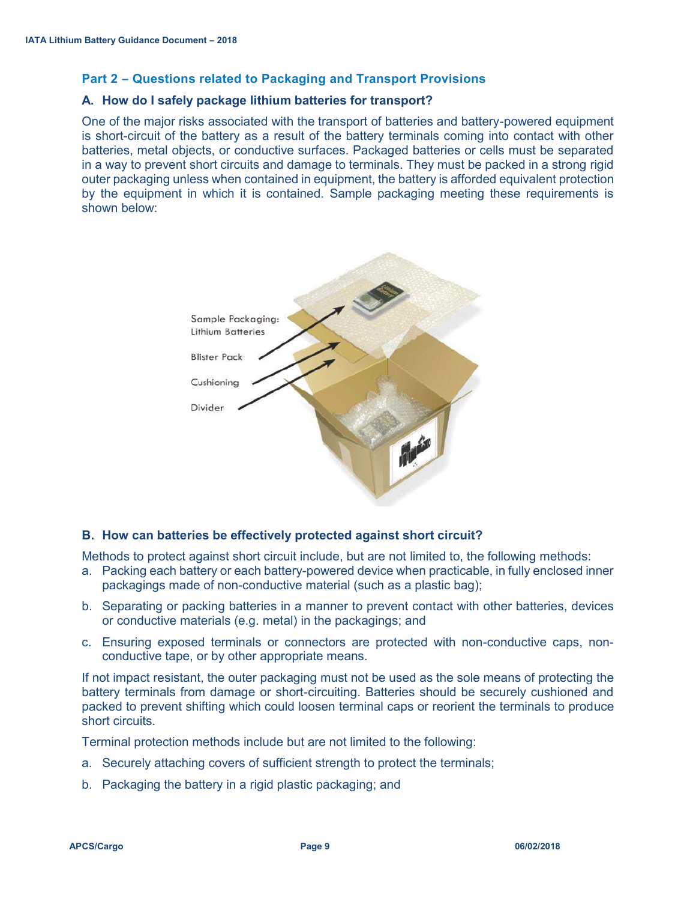## Part 2 – Questions related to Packaging and Transport Provisions

### A. How do I safely package lithium batteries for transport?

One of the major risks associated with the transport of batteries and battery-powered equipment is short-circuit of the battery as a result of the battery terminals coming into contact with other batteries, metal objects, or conductive surfaces. Packaged batteries or cells must be separated in a way to prevent short circuits and damage to terminals. They must be packed in a strong rigid outer packaging unless when contained in equipment, the battery is afforded equivalent protection by the equipment in which it is contained. Sample packaging meeting these requirements is shown below:

### B. How can batteries be effectively protected against short circuit?

Methods to protect against short circuit include, but are not limited to, the following methods:

a. Packing each battery or each battery-powered device when practicable, in fully enclosed inner packagings made of non-conductive material (such as a plastic bag);

b. Separating or packing batteries in a manner to prevent contact with other batteries, devices or conductive materials (e.g. metal) in the packagings; and

c. Ensuring exposed terminals or connectors are protected with non-conductive caps, non-conductive tape, or by other appropriate means.

If not impact resistant, the outer packaging must not be used as the sole means of protecting the battery terminals from damage or short-circuiting. Batteries should be securely cushioned and packed to prevent shifting which could loosen terminal caps or reorient the terminals to produce short circuits.

Terminal protection methods include but are not limited to the following:

a. Securely attaching covers of sufficient strength to protect the terminals;

b. Packaging the battery in a rigid plastic packaging; and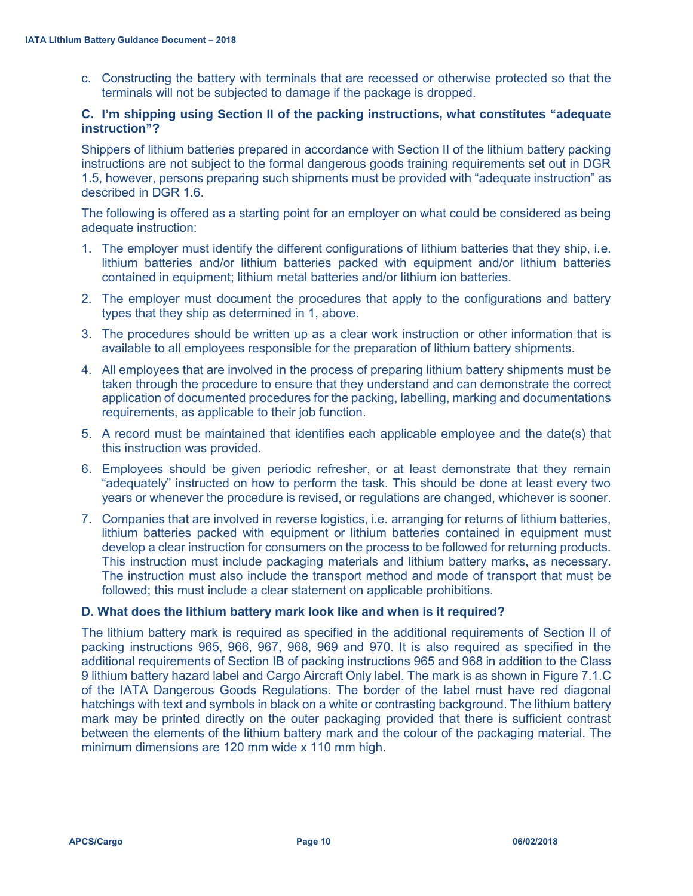c. Constructing the battery with terminals that are recessed or otherwise protected so that the terminals will not be subjected to damage if the package is dropped.

### C. I'm shipping using Section II of the packing instructions, what constitutes "adequate instruction"?

Shippers of lithium batteries prepared in accordance with Section II of the lithium battery packing instructions are not subject to the formal dangerous goods training requirements set out in DGR 1.5, however, persons preparing such shipments must be provided with "adequate instruction" as described in DGR 1.6.

The following is offered as a starting point for an employer on what could be considered as being adequate instruction:

1. The employer must identify the different configurations of lithium batteries that they ship, i.e. lithium batteries and/or lithium batteries packed with equipment and/or lithium batteries contained in equipment; lithium metal batteries and/or lithium ion batteries.
2. The employer must document the procedures that apply to the configurations and battery types that they ship as determined in 1, above.
3. The procedures should be written up as a clear work instruction or other information that is available to all employees responsible for the preparation of lithium battery shipments.
4. All employees that are involved in the process of preparing lithium battery shipments must be taken through the procedure to ensure that they understand and can demonstrate the correct application of documented procedures for the packing, labelling, marking and documentations requirements, as applicable to their job function.
5. A record must be maintained that identifies each applicable employee and the date(s) that this instruction was provided.
6. Employees should be given periodic refresher, or at least demonstrate that they remain "adequately" instructed on how to perform the task. This should be done at least every two years or whenever the procedure is revised, or regulations are changed, whichever is sooner.
7. Companies that are involved in reverse logistics, i.e. arranging for returns of lithium batteries, lithium batteries packed with equipment or lithium batteries contained in equipment must develop a clear instruction for consumers on the process to be followed for returning products. This instruction must include packaging materials and lithium battery marks, as necessary. The instruction must also include the transport method and mode of transport that must be followed; this must include a clear statement on applicable prohibitions.

### D. What does the lithium battery mark look like and when is it required?

The lithium battery mark is required as specified in the additional requirements of Section II of packing instructions 965, 966, 967, 968, 969 and 970. It is also required as specified in the additional requirements of Section IB of packing instructions 965 and 968 in addition to the Class 9 lithium battery hazard label and Cargo Aircraft Only label. The mark is as shown in Figure 7.1.C of the IATA Dangerous Goods Regulations. The border of the label must have red diagonal hatchings with text and symbols in black on a white or contrasting background. The lithium battery mark may be printed directly on the outer packaging provided that there is sufficient contrast between the elements of the lithium battery mark and the colour of the packaging material. The minimum dimensions are 120 mm wide x 110 mm high.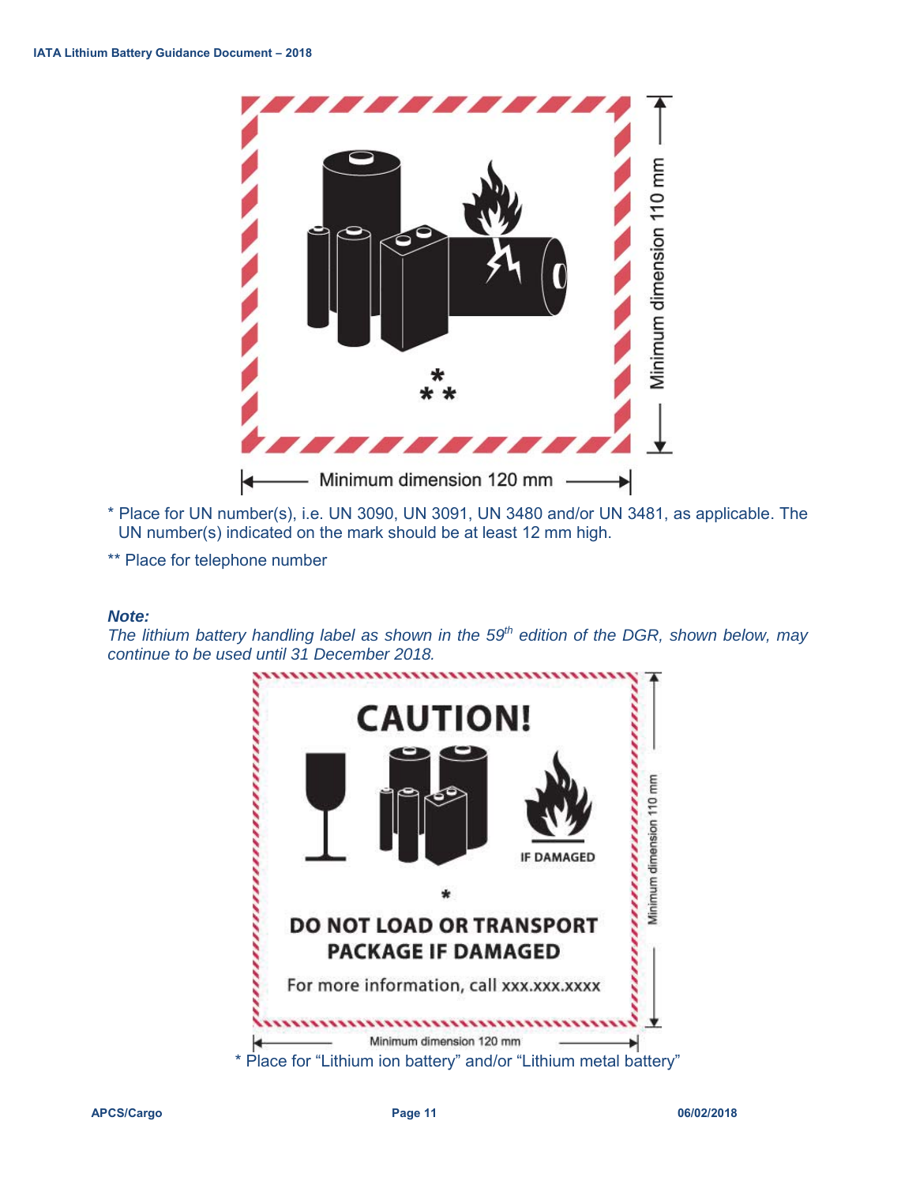Minimum dimension 110 mm

Minimum dimension 120 mm

\* Place for UN number(s), i.e. UN 3090, UN 3091, UN 3480 and/or UN 3481, as applicable. The UN number(s) indicated on the mark should be at least 12 mm high.

\*\* Place for telephone number

***Note:***

*The lithium battery handling label as shown in the 59th edition of the DGR, shown below, may continue to be used until 31 December 2018.*

CAUTION!

IF DAMAGED

\*

DO NOT LOAD OR TRANSPORT PACKAGE IF DAMAGED

For more information, call xxx.xxx.xxxx

Minimum dimension 110 mm

Minimum dimension 120 mm

\* Place for "Lithium ion battery" and/or "Lithium metal battery"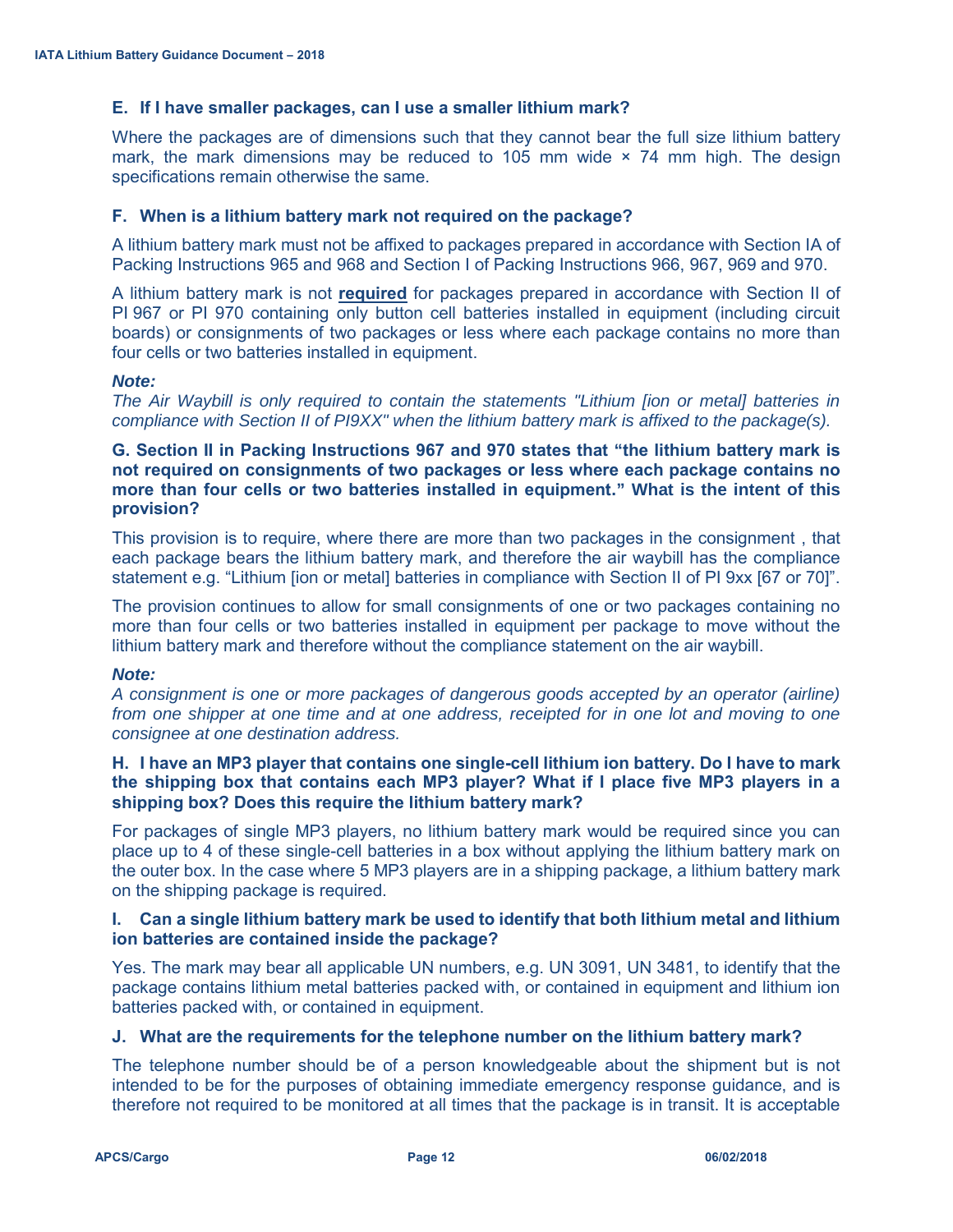### E. If I have smaller packages, can I use a smaller lithium mark?

Where the packages are of dimensions such that they cannot bear the full size lithium battery mark, the mark dimensions may be reduced to 105 mm wide × 74 mm high. The design specifications remain otherwise the same.

### F. When is a lithium battery mark not required on the package?

A lithium battery mark must not be affixed to packages prepared in accordance with Section IA of Packing Instructions 965 and 968 and Section I of Packing Instructions 966, 967, 969 and 970.

A lithium battery mark is not **required** for packages prepared in accordance with Section II of PI 967 or PI 970 containing only button cell batteries installed in equipment (including circuit boards) or consignments of two packages or less where each package contains no more than four cells or two batteries installed in equipment.

***Note:***
*The Air Waybill is only required to contain the statements "Lithium [ion or metal] batteries in compliance with Section II of PI9XX" when the lithium battery mark is affixed to the package(s).*

### G. Section II in Packing Instructions 967 and 970 states that "the lithium battery mark is not required on consignments of two packages or less where each package contains no more than four cells or two batteries installed in equipment." What is the intent of this provision?

This provision is to require, where there are more than two packages in the consignment , that each package bears the lithium battery mark, and therefore the air waybill has the compliance statement e.g. "Lithium [ion or metal] batteries in compliance with Section II of PI 9xx [67 or 70]".

The provision continues to allow for small consignments of one or two packages containing no more than four cells or two batteries installed in equipment per package to move without the lithium battery mark and therefore without the compliance statement on the air waybill.

***Note:***
*A consignment is one or more packages of dangerous goods accepted by an operator (airline) from one shipper at one time and at one address, receipted for in one lot and moving to one consignee at one destination address.*

### H. I have an MP3 player that contains one single-cell lithium ion battery. Do I have to mark the shipping box that contains each MP3 player? What if I place five MP3 players in a shipping box? Does this require the lithium battery mark?

For packages of single MP3 players, no lithium battery mark would be required since you can place up to 4 of these single-cell batteries in a box without applying the lithium battery mark on the outer box. In the case where 5 MP3 players are in a shipping package, a lithium battery mark on the shipping package is required.

### I. Can a single lithium battery mark be used to identify that both lithium metal and lithium ion batteries are contained inside the package?

Yes. The mark may bear all applicable UN numbers, e.g. UN 3091, UN 3481, to identify that the package contains lithium metal batteries packed with, or contained in equipment and lithium ion batteries packed with, or contained in equipment.

### J. What are the requirements for the telephone number on the lithium battery mark?

The telephone number should be of a person knowledgeable about the shipment but is not intended to be for the purposes of obtaining immediate emergency response guidance, and is therefore not required to be monitored at all times that the package is in transit. It is acceptable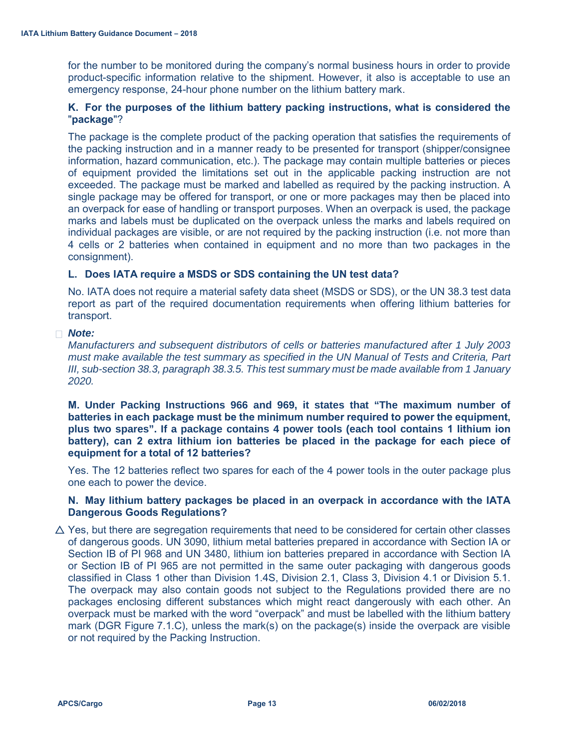for the number to be monitored during the company's normal business hours in order to provide product-specific information relative to the shipment. However, it also is acceptable to use an emergency response, 24-hour phone number on the lithium battery mark.

**K. For the purposes of the lithium battery packing instructions, what is considered the "package"?**

The package is the complete product of the packing operation that satisfies the requirements of the packing instruction and in a manner ready to be presented for transport (shipper/consignee information, hazard communication, etc.). The package may contain multiple batteries or pieces of equipment provided the limitations set out in the applicable packing instruction are not exceeded. The package must be marked and labelled as required by the packing instruction. A single package may be offered for transport, or one or more packages may then be placed into an overpack for ease of handling or transport purposes. When an overpack is used, the package marks and labels must be duplicated on the overpack unless the marks and labels required on individual packages are visible, or are not required by the packing instruction (i.e. not more than 4 cells or 2 batteries when contained in equipment and no more than two packages in the consignment).

**L. Does IATA require a MSDS or SDS containing the UN test data?**

No. IATA does not require a material safety data sheet (MSDS or SDS), or the UN 38.3 test data report as part of the required documentation requirements when offering lithium batteries for transport.

***Note:***

*Manufacturers and subsequent distributors of cells or batteries manufactured after 1 July 2003 must make available the test summary as specified in the UN Manual of Tests and Criteria, Part III, sub-section 38.3, paragraph 38.3.5. This test summary must be made available from 1 January 2020.*

**M. Under Packing Instructions 966 and 969, it states that "The maximum number of batteries in each package must be the minimum number required to power the equipment, plus two spares". If a package contains 4 power tools (each tool contains 1 lithium ion battery), can 2 extra lithium ion batteries be placed in the package for each piece of equipment for a total of 12 batteries?**

Yes. The 12 batteries reflect two spares for each of the 4 power tools in the outer package plus one each to power the device.

**N. May lithium battery packages be placed in an overpack in accordance with the IATA Dangerous Goods Regulations?**

△ Yes, but there are segregation requirements that need to be considered for certain other classes of dangerous goods. UN 3090, lithium metal batteries prepared in accordance with Section IA or Section IB of PI 968 and UN 3480, lithium ion batteries prepared in accordance with Section IA or Section IB of PI 965 are not permitted in the same outer packaging with dangerous goods classified in Class 1 other than Division 1.4S, Division 2.1, Class 3, Division 4.1 or Division 5.1. The overpack may also contain goods not subject to the Regulations provided there are no packages enclosing different substances which might react dangerously with each other. An overpack must be marked with the word "overpack" and must be labelled with the lithium battery mark (DGR Figure 7.1.C), unless the mark(s) on the package(s) inside the overpack are visible or not required by the Packing Instruction.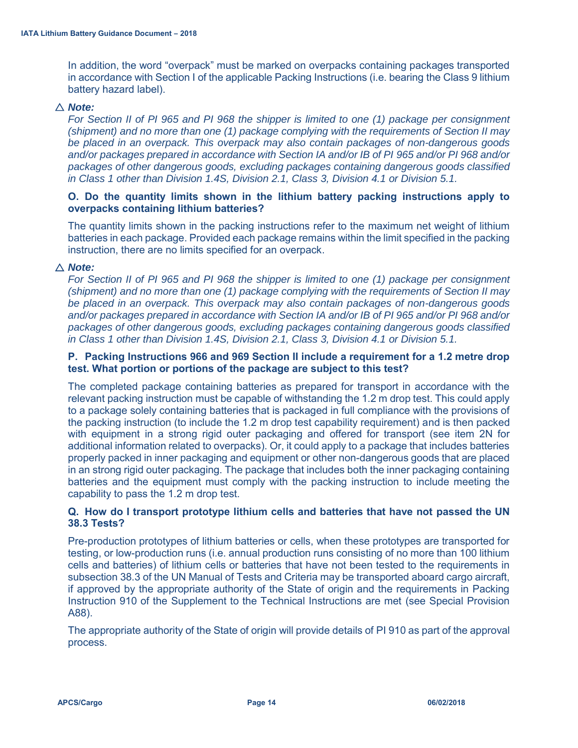In addition, the word "overpack" must be marked on overpacks containing packages transported in accordance with Section I of the applicable Packing Instructions (i.e. bearing the Class 9 lithium battery hazard label).

△ ***Note:***

*For Section II of PI 965 and PI 968 the shipper is limited to one (1) package per consignment (shipment) and no more than one (1) package complying with the requirements of Section II may be placed in an overpack. This overpack may also contain packages of non-dangerous goods and/or packages prepared in accordance with Section IA and/or IB of PI 965 and/or PI 968 and/or packages of other dangerous goods, excluding packages containing dangerous goods classified in Class 1 other than Division 1.4S, Division 2.1, Class 3, Division 4.1 or Division 5.1.*

**O. Do the quantity limits shown in the lithium battery packing instructions apply to overpacks containing lithium batteries?**

The quantity limits shown in the packing instructions refer to the maximum net weight of lithium batteries in each package. Provided each package remains within the limit specified in the packing instruction, there are no limits specified for an overpack.

△ ***Note:***

*For Section II of PI 965 and PI 968 the shipper is limited to one (1) package per consignment (shipment) and no more than one (1) package complying with the requirements of Section II may be placed in an overpack. This overpack may also contain packages of non-dangerous goods and/or packages prepared in accordance with Section IA and/or IB of PI 965 and/or PI 968 and/or packages of other dangerous goods, excluding packages containing dangerous goods classified in Class 1 other than Division 1.4S, Division 2.1, Class 3, Division 4.1 or Division 5.1.*

**P. Packing Instructions 966 and 969 Section II include a requirement for a 1.2 metre drop test. What portion or portions of the package are subject to this test?**

The completed package containing batteries as prepared for transport in accordance with the relevant packing instruction must be capable of withstanding the 1.2 m drop test. This could apply to a package solely containing batteries that is packaged in full compliance with the provisions of the packing instruction (to include the 1.2 m drop test capability requirement) and is then packed with equipment in a strong rigid outer packaging and offered for transport (see item 2N for additional information related to overpacks). Or, it could apply to a package that includes batteries properly packed in inner packaging and equipment or other non-dangerous goods that are placed in an strong rigid outer packaging. The package that includes both the inner packaging containing batteries and the equipment must comply with the packing instruction to include meeting the capability to pass the 1.2 m drop test.

**Q. How do I transport prototype lithium cells and batteries that have not passed the UN 38.3 Tests?**

Pre-production prototypes of lithium batteries or cells, when these prototypes are transported for testing, or low-production runs (i.e. annual production runs consisting of no more than 100 lithium cells and batteries) of lithium cells or batteries that have not been tested to the requirements in subsection 38.3 of the UN Manual of Tests and Criteria may be transported aboard cargo aircraft, if approved by the appropriate authority of the State of origin and the requirements in Packing Instruction 910 of the Supplement to the Technical Instructions are met (see Special Provision A88).

The appropriate authority of the State of origin will provide details of PI 910 as part of the approval process.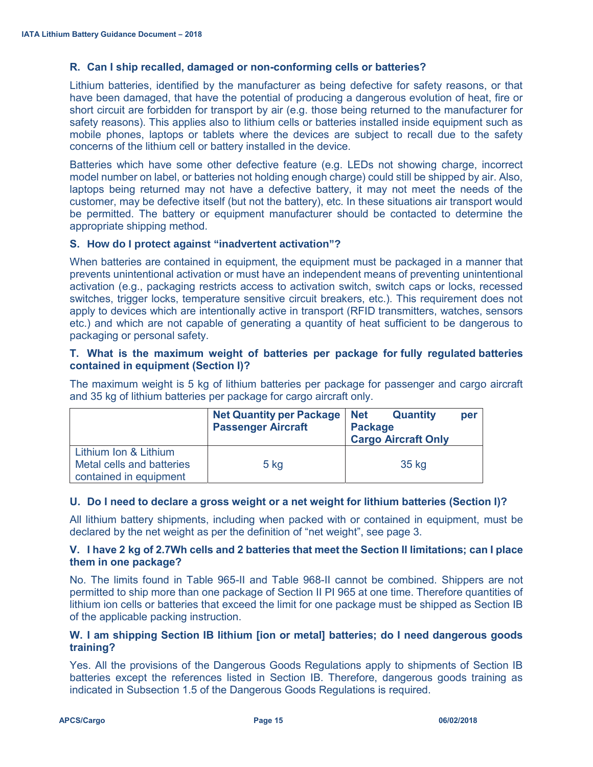### R. Can I ship recalled, damaged or non-conforming cells or batteries?

Lithium batteries, identified by the manufacturer as being defective for safety reasons, or that have been damaged, that have the potential of producing a dangerous evolution of heat, fire or short circuit are forbidden for transport by air (e.g. those being returned to the manufacturer for safety reasons). This applies also to lithium cells or batteries installed inside equipment such as mobile phones, laptops or tablets where the devices are subject to recall due to the safety concerns of the lithium cell or battery installed in the device.

Batteries which have some other defective feature (e.g. LEDs not showing charge, incorrect model number on label, or batteries not holding enough charge) could still be shipped by air. Also, laptops being returned may not have a defective battery, it may not meet the needs of the customer, may be defective itself (but not the battery), etc. In these situations air transport would be permitted. The battery or equipment manufacturer should be contacted to determine the appropriate shipping method.

### S. How do I protect against "inadvertent activation"?

When batteries are contained in equipment, the equipment must be packaged in a manner that prevents unintentional activation or must have an independent means of preventing unintentional activation (e.g., packaging restricts access to activation switch, switch caps or locks, recessed switches, trigger locks, temperature sensitive circuit breakers, etc.). This requirement does not apply to devices which are intentionally active in transport (RFID transmitters, watches, sensors etc.) and which are not capable of generating a quantity of heat sufficient to be dangerous to packaging or personal safety.

### T. What is the maximum weight of batteries per package for fully regulated batteries contained in equipment (Section I)?

The maximum weight is 5 kg of lithium batteries per package for passenger and cargo aircraft and 35 kg of lithium batteries per package for cargo aircraft only.

| | Net Quantity per Package Passenger Aircraft | Net Quantity per Package Cargo Aircraft Only |
|---|---|---|
| Lithium Ion & Lithium Metal cells and batteries contained in equipment | 5 kg | 35 kg |

### U. Do I need to declare a gross weight or a net weight for lithium batteries (Section I)?

All lithium battery shipments, including when packed with or contained in equipment, must be declared by the net weight as per the definition of "net weight", see page 3.

### V. I have 2 kg of 2.7Wh cells and 2 batteries that meet the Section II limitations; can I place them in one package?

No. The limits found in Table 965-II and Table 968-II cannot be combined. Shippers are not permitted to ship more than one package of Section II PI 965 at one time. Therefore quantities of lithium ion cells or batteries that exceed the limit for one package must be shipped as Section IB of the applicable packing instruction.

### W. I am shipping Section IB lithium [ion or metal] batteries; do I need dangerous goods training?

Yes. All the provisions of the Dangerous Goods Regulations apply to shipments of Section IB batteries except the references listed in Section IB. Therefore, dangerous goods training as indicated in Subsection 1.5 of the Dangerous Goods Regulations is required.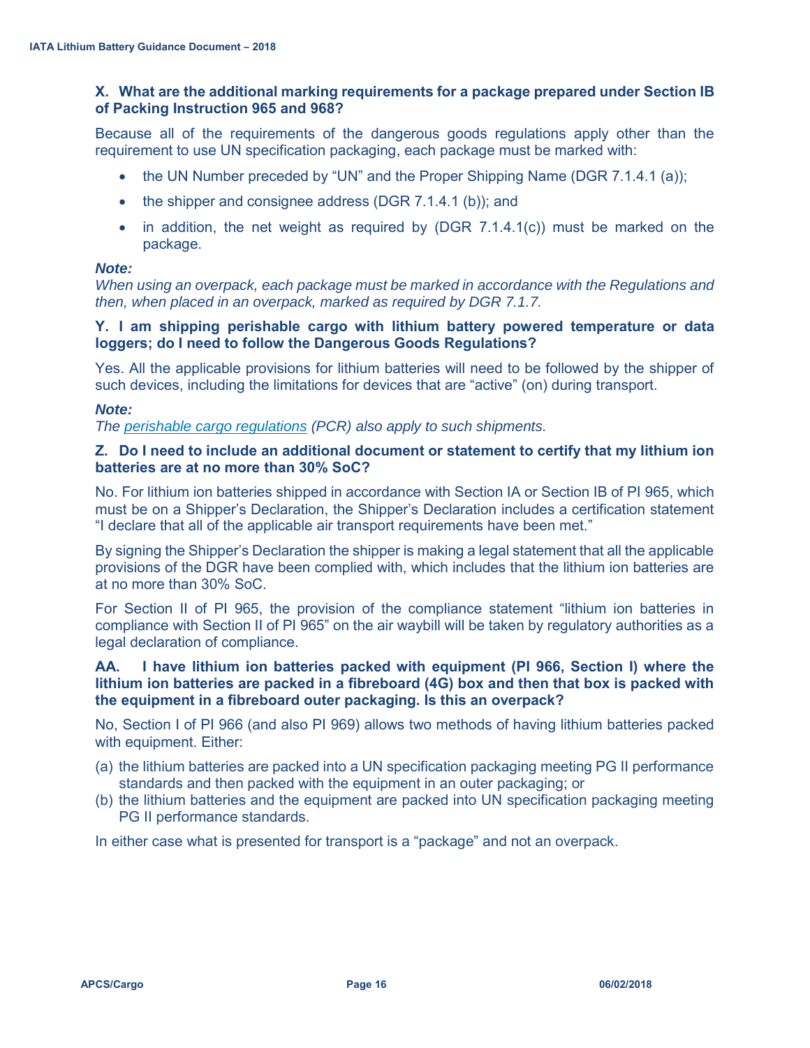### X. What are the additional marking requirements for a package prepared under Section IB of Packing Instruction 965 and 968?

Because all of the requirements of the dangerous goods regulations apply other than the requirement to use UN specification packaging, each package must be marked with:

- the UN Number preceded by "UN" and the Proper Shipping Name (DGR 7.1.4.1 (a));
- the shipper and consignee address (DGR 7.1.4.1 (b)); and
- in addition, the net weight as required by (DGR 7.1.4.1(c)) must be marked on the package.

***Note:***
*When using an overpack, each package must be marked in accordance with the Regulations and then, when placed in an overpack, marked as required by DGR 7.1.7.*

### Y. I am shipping perishable cargo with lithium battery powered temperature or data loggers; do I need to follow the Dangerous Goods Regulations?

Yes. All the applicable provisions for lithium batteries will need to be followed by the shipper of such devices, including the limitations for devices that are "active" (on) during transport.

***Note:***
*The perishable cargo regulations (PCR) also apply to such shipments.*

### Z. Do I need to include an additional document or statement to certify that my lithium ion batteries are at no more than 30% SoC?

No. For lithium ion batteries shipped in accordance with Section IA or Section IB of PI 965, which must be on a Shipper's Declaration, the Shipper's Declaration includes a certification statement "I declare that all of the applicable air transport requirements have been met."

By signing the Shipper's Declaration the shipper is making a legal statement that all the applicable provisions of the DGR have been complied with, which includes that the lithium ion batteries are at no more than 30% SoC.

For Section II of PI 965, the provision of the compliance statement "lithium ion batteries in compliance with Section II of PI 965" on the air waybill will be taken by regulatory authorities as a legal declaration of compliance.

### AA. I have lithium ion batteries packed with equipment (PI 966, Section I) where the lithium ion batteries are packed in a fibreboard (4G) box and then that box is packed with the equipment in a fibreboard outer packaging. Is this an overpack?

No, Section I of PI 966 (and also PI 969) allows two methods of having lithium batteries packed with equipment. Either:

(a) the lithium batteries are packed into a UN specification packaging meeting PG II performance standards and then packed with the equipment in an outer packaging; or
(b) the lithium batteries and the equipment are packed into UN specification packaging meeting PG II performance standards.

In either case what is presented for transport is a "package" and not an overpack.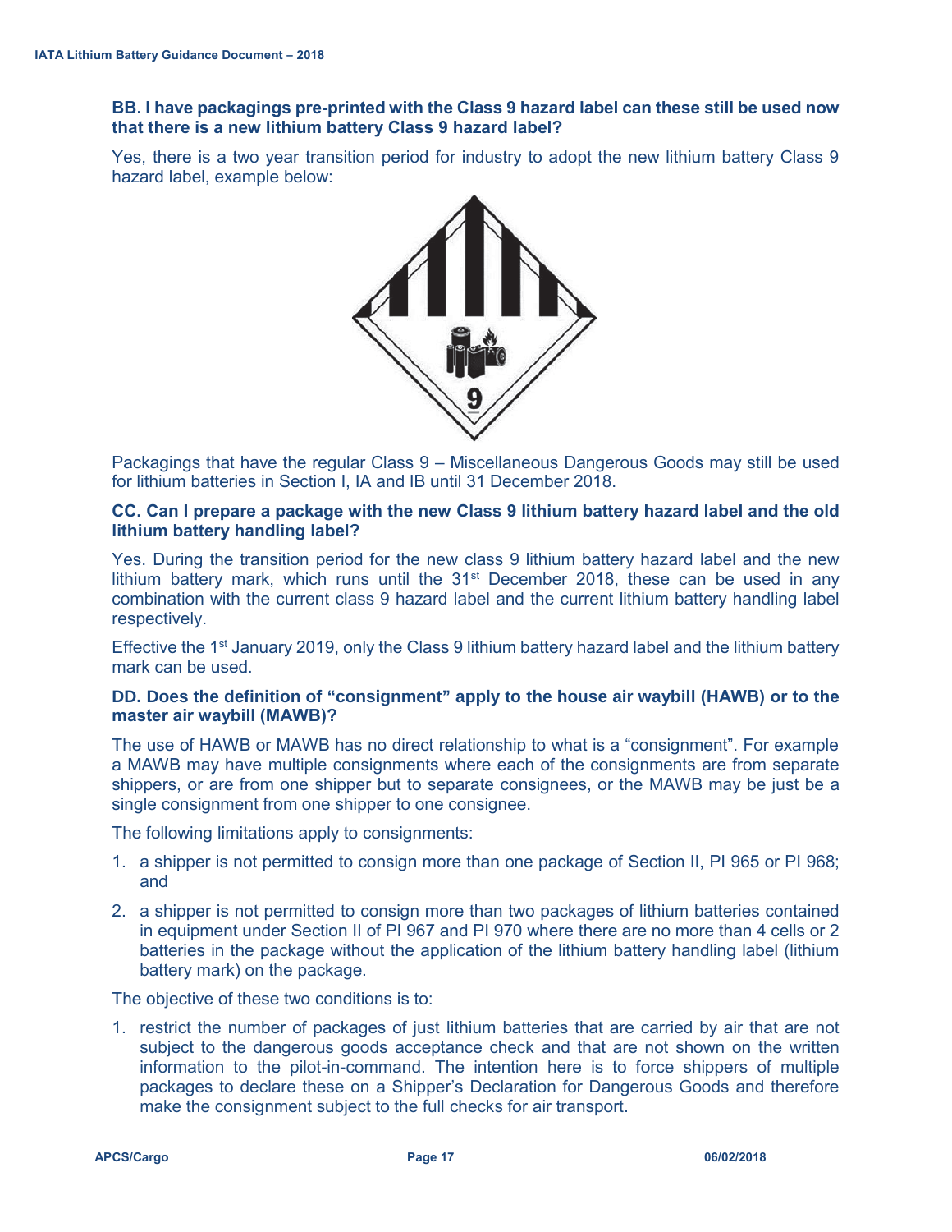**BB. I have packagings pre-printed with the Class 9 hazard label can these still be used now that there is a new lithium battery Class 9 hazard label?**

Yes, there is a two year transition period for industry to adopt the new lithium battery Class 9 hazard label, example below:

Packagings that have the regular Class 9 – Miscellaneous Dangerous Goods may still be used for lithium batteries in Section I, IA and IB until 31 December 2018.

**CC. Can I prepare a package with the new Class 9 lithium battery hazard label and the old lithium battery handling label?**

Yes. During the transition period for the new class 9 lithium battery hazard label and the new lithium battery mark, which runs until the 31st December 2018, these can be used in any combination with the current class 9 hazard label and the current lithium battery handling label respectively.

Effective the 1st January 2019, only the Class 9 lithium battery hazard label and the lithium battery mark can be used.

**DD. Does the definition of "consignment" apply to the house air waybill (HAWB) or to the master air waybill (MAWB)?**

The use of HAWB or MAWB has no direct relationship to what is a "consignment". For example a MAWB may have multiple consignments where each of the consignments are from separate shippers, or are from one shipper but to separate consignees, or the MAWB may be just be a single consignment from one shipper to one consignee.

The following limitations apply to consignments:

1. a shipper is not permitted to consign more than one package of Section II, PI 965 or PI 968; and
2. a shipper is not permitted to consign more than two packages of lithium batteries contained in equipment under Section II of PI 967 and PI 970 where there are no more than 4 cells or 2 batteries in the package without the application of the lithium battery handling label (lithium battery mark) on the package.

The objective of these two conditions is to:

1. restrict the number of packages of just lithium batteries that are carried by air that are not subject to the dangerous goods acceptance check and that are not shown on the written information to the pilot-in-command. The intention here is to force shippers of multiple packages to declare these on a Shipper's Declaration for Dangerous Goods and therefore make the consignment subject to the full checks for air transport.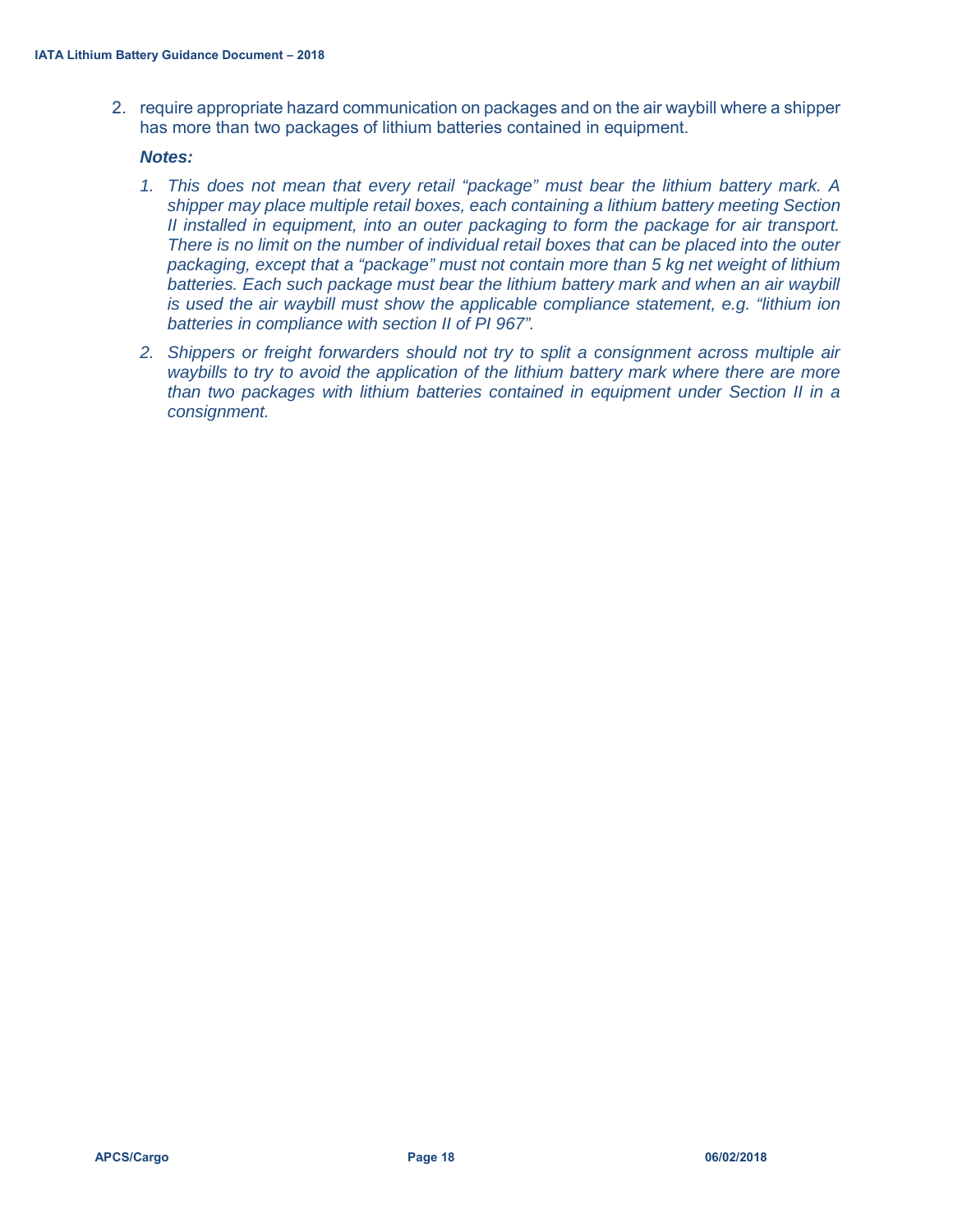2. require appropriate hazard communication on packages and on the air waybill where a shipper has more than two packages of lithium batteries contained in equipment.

***Notes:***

1. *This does not mean that every retail "package" must bear the lithium battery mark. A shipper may place multiple retail boxes, each containing a lithium battery meeting Section II installed in equipment, into an outer packaging to form the package for air transport. There is no limit on the number of individual retail boxes that can be placed into the outer packaging, except that a "package" must not contain more than 5 kg net weight of lithium batteries. Each such package must bear the lithium battery mark and when an air waybill is used the air waybill must show the applicable compliance statement, e.g. "lithium ion batteries in compliance with section II of PI 967".*
2. *Shippers or freight forwarders should not try to split a consignment across multiple air waybills to try to avoid the application of the lithium battery mark where there are more than two packages with lithium batteries contained in equipment under Section II in a consignment.*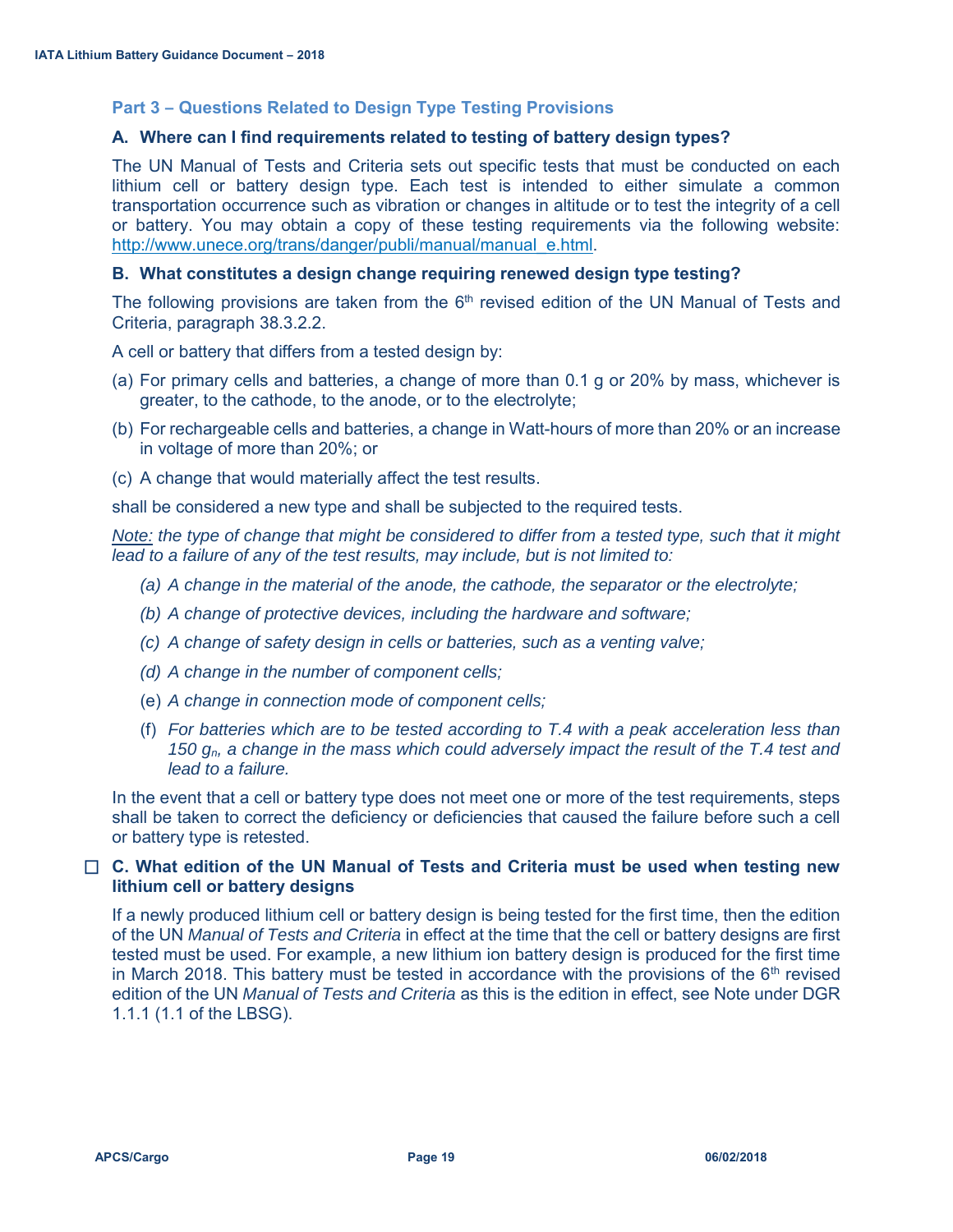## Part 3 – Questions Related to Design Type Testing Provisions

### A. Where can I find requirements related to testing of battery design types?

The UN Manual of Tests and Criteria sets out specific tests that must be conducted on each lithium cell or battery design type. Each test is intended to either simulate a common transportation occurrence such as vibration or changes in altitude or to test the integrity of a cell or battery. You may obtain a copy of these testing requirements via the following website: http://www.unece.org/trans/danger/publi/manual/manual_e.html.

### B. What constitutes a design change requiring renewed design type testing?

The following provisions are taken from the 6th revised edition of the UN Manual of Tests and Criteria, paragraph 38.3.2.2.

A cell or battery that differs from a tested design by:

(a) For primary cells and batteries, a change of more than 0.1 g or 20% by mass, whichever is greater, to the cathode, to the anode, or to the electrolyte;

(b) For rechargeable cells and batteries, a change in Watt-hours of more than 20% or an increase in voltage of more than 20%; or

(c) A change that would materially affect the test results.

shall be considered a new type and shall be subjected to the required tests.

*Note: the type of change that might be considered to differ from a tested type, such that it might lead to a failure of any of the test results, may include, but is not limited to:*

*(a) A change in the material of the anode, the cathode, the separator or the electrolyte;*

*(b) A change of protective devices, including the hardware and software;*

*(c) A change of safety design in cells or batteries, such as a venting valve;*

*(d) A change in the number of component cells;*

(e) *A change in connection mode of component cells;*

(f) *For batteries which are to be tested according to T.4 with a peak acceleration less than 150 $g_n$, a change in the mass which could adversely impact the result of the T.4 test and lead to a failure.*

In the event that a cell or battery type does not meet one or more of the test requirements, steps shall be taken to correct the deficiency or deficiencies that caused the failure before such a cell or battery type is retested.

### ☐ C. What edition of the UN Manual of Tests and Criteria must be used when testing new lithium cell or battery designs

If a newly produced lithium cell or battery design is being tested for the first time, then the edition of the UN *Manual of Tests and Criteria* in effect at the time that the cell or battery designs are first tested must be used. For example, a new lithium ion battery design is produced for the first time in March 2018. This battery must be tested in accordance with the provisions of the 6th revised edition of the UN *Manual of Tests and Criteria* as this is the edition in effect, see Note under DGR 1.1.1 (1.1 of the LBSG).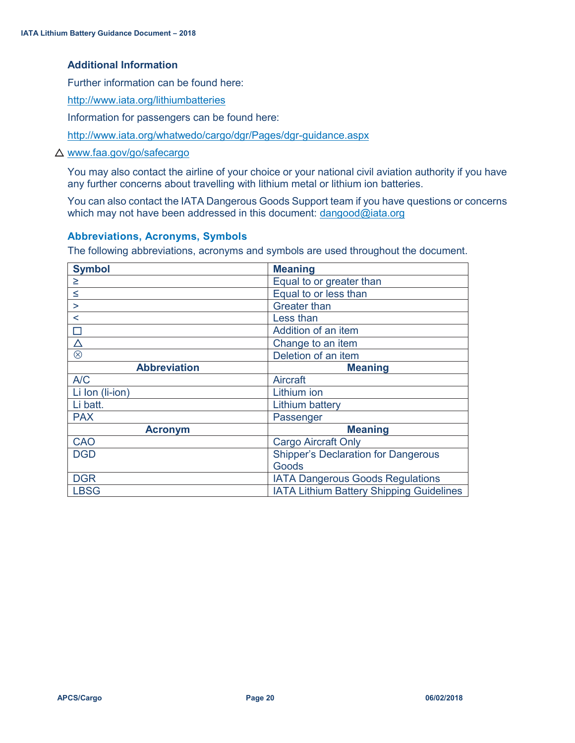## Additional Information

Further information can be found here:

http://www.iata.org/lithiumbatteries

Information for passengers can be found here:

http://www.iata.org/whatwedo/cargo/dgr/Pages/dgr-guidance.aspx

△ www.faa.gov/go/safecargo

You may also contact the airline of your choice or your national civil aviation authority if you have any further concerns about travelling with lithium metal or lithium ion batteries.

You can also contact the IATA Dangerous Goods Support team if you have questions or concerns which may not have been addressed in this document: dangood@iata.org

## Abbreviations, Acronyms, Symbols

The following abbreviations, acronyms and symbols are used throughout the document.

| Symbol | Meaning |
|---|---|
| ≥ | Equal to or greater than |
| ≤ | Equal to or less than |
| > | Greater than |
| < | Less than |
| □ | Addition of an item |
| △ | Change to an item |
| ⊗ | Deletion of an item |
| **Abbreviation** | **Meaning** |
| A/C | Aircraft |
| Li Ion (li-ion) | Lithium ion |
| Li batt. | Lithium battery |
| PAX | Passenger |
| **Acronym** | **Meaning** |
| CAO | Cargo Aircraft Only |
| DGD | Shipper's Declaration for Dangerous Goods |
| DGR | IATA Dangerous Goods Regulations |
| LBSG | IATA Lithium Battery Shipping Guidelines |